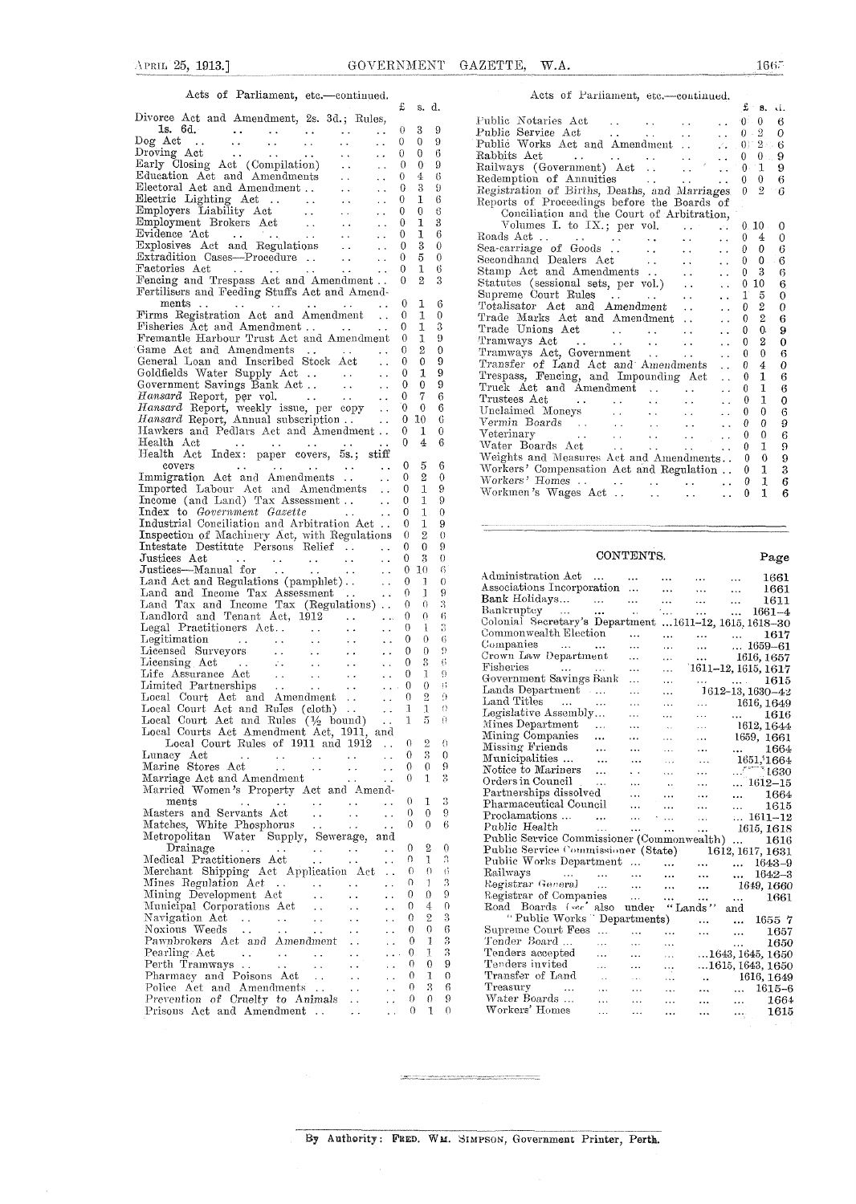Acts of Parliament, etc.—continued.

| | £ | s. | d. |
|---|---|---|---|
| Divorce Act and Amendment, 2s. 3d.; Rules, 1s. 6d. | 0 | 3 | 9 |
| Dog Act | 0 | 0 | 9 |
| Droving Act | 0 | 0 | 6 |
| Early Closing Act (Compilation) | 0 | 0 | 9 |
| Education Act and Amendments | 0 | 4 | 6 |
| Electoral Act and Amendment | 0 | 3 | 9 |
| Electric Lighting Act | 0 | 1 | 6 |
| Employers Liability Act | 0 | 0 | 6 |
| Employment Brokers Act | 0 | 1 | 3 |
| Evidence Act | 0 | 1 | 6 |
| Explosives Act and Regulations | 0 | 3 | 0 |
| Extradition Cases—Procedure | 0 | 5 | 0 |
| Factories Act | 0 | 1 | 6 |
| Fencing and Trespass Act and Amendment | 0 | 2 | 3 |
| Fertilisers and Feeding Stuffs Act and Amendments | 0 | 1 | 6 |
| Firms Registration Act and Amendment | 0 | 1 | 0 |
| Fisheries Act and Amendment | 0 | 1 | 3 |
| Fremantle Harbour Trust Act and Amendment | 0 | 1 | 9 |
| Game Act and Amendments | 0 | 2 | 0 |
| General Loan and Inscribed Stock Act | 0 | 0 | 9 |
| Goldfields Water Supply Act | 0 | 1 | 9 |
| Government Savings Bank Act | 0 | 0 | 9 |
| *Hansard* Report, per vol. | 0 | 7 | 6 |
| *Hansard* Report, weekly issue, per copy | 0 | 0 | 6 |
| *Hansard* Report, Annual subscription | 0 | 10 | 6 |
| Hawkers and Pedlars Act and Amendment | 0 | 1 | 0 |
| Health Act | 0 | 4 | 6 |
| Health Act Index: paper covers, 5s.; stiff covers | 0 | 5 | 6 |
| Immigration Act and Amendments | 0 | 2 | 0 |
| Imported Labour Act and Amendments | 0 | 1 | 9 |
| Income (and Land) Tax Assessment | 0 | 1 | 9 |
| Index to *Government Gazette* | 0 | 1 | 0 |
| Industrial Conciliation and Arbitration Act | 0 | 1 | 9 |
| Inspection of Machinery Act, with Regulations | 0 | 2 | 0 |
| Intestate Destitute Persons Relief | 0 | 0 | 9 |
| Justices Act | 0 | 3 | 0 |
| Justices—Manual for | 0 | 10 | 6 |
| Land Act and Regulations (pamphlet) | 0 | 1 | 0 |
| Land and Income Tax Assessment | 0 | 1 | 9 |
| Land Tax and Income Tax (Regulations) | 0 | 0 | 3 |
| Landlord and Tenant Act, 1912 | 0 | 0 | 6 |
| Legal Practitioners Act | 0 | 1 | 3 |
| Legitimation | 0 | 0 | 6 |
| Licensed Surveyors | 0 | 0 | 9 |
| Licensing Act | 0 | 3 | 6 |
| Life Assurance Act | 0 | 1 | 9 |
| Limited Partnerships | 0 | 0 | 6 |
| Local Court Act and Amendment | 0 | 2 | 9 |
| Local Court Act and Rules (cloth) | 1 | 1 | 0 |
| Local Court Act and Rules (½ bound) | 1 | 5 | 0 |
| Local Courts Act Amendment Act, 1911, and Local Court Rules of 1911 and 1912 | 0 | 2 | 0 |
| Lunacy Act | 0 | 3 | 0 |
| Marine Stores Act | 0 | 0 | 9 |
| Marriage Act and Amendment | 0 | 1 | 3 |
| Married Women's Property Act and Amendments | 0 | 1 | 3 |
| Masters and Servants Act | 0 | 0 | 9 |
| Matches, White Phosphorus | 0 | 0 | 6 |
| Metropolitan Water Supply, Sewerage, and Drainage | 0 | 2 | 0 |
| Medical Practitioners Act | 0 | 1 | 3 |
| Merchant Shipping Act Application Act | 0 | 0 | 6 |
| Mines Regulation Act | 0 | 1 | 3 |
| Mining Development Act | 0 | 0 | 9 |
| Municipal Corporations Act | 0 | 4 | 0 |
| Navigation Act | 0 | 2 | 3 |
| Noxious Weeds | 0 | 0 | 6 |
| Pawnbrokers Act and Amendment | 0 | 1 | 3 |
| Pearling Act | 0 | 1 | 3 |
| Perth Tramways | 0 | 0 | 9 |
| Pharmacy and Poisons Act | 0 | 1 | 0 |
| Police Act and Amendments | 0 | 3 | 6 |
| Prevention of Cruelty to Animals | 0 | 0 | 9 |
| Prisons Act and Amendment | 0 | 1 | 0 |
| Public Notaries Act | 0 | 0 | 6 |
| Public Service Act | 0 | 2 | 0 |
| Public Works Act and Amendment | 0 | 2 | 6 |
| Rabbits Act | 0 | 0 | 9 |
| Railways (Government) Act | 0 | 1 | 9 |
| Redemption of Annuities | 0 | 0 | 6 |
| Registration of Births, Deaths, and Marriages | 0 | 2 | 6 |
| Reports of Proceedings before the Boards of Conciliation and the Court of Arbitration, Volumes I. to IX.; per vol. | 0 | 10 | 0 |
| Roads Act | 0 | 4 | 0 |
| Sea-carriage of Goods | 0 | 0 | 6 |
| Secondhand Dealers Act | 0 | 0 | 6 |
| Stamp Act and Amendments | 0 | 3 | 6 |
| Statutes (sessional sets, per vol.) | 0 | 10 | 6 |
| Supreme Court Rules | 1 | 5 | 0 |
| Totalisator Act and Amendment | 0 | 2 | 0 |
| Trade Marks Act and Amendment | 0 | 2 | 6 |
| Trade Unions Act | 0 | 0 | 9 |
| Tramways Act | 0 | 2 | 0 |
| Tramways Act, Government | 0 | 0 | 6 |
| Transfer of Land Act and Amendments | 0 | 4 | 0 |
| Trespass, Fencing, and Impounding Act | 0 | 1 | 6 |
| Truck Act and Amendment | 0 | 1 | 6 |
| Trustees Act | 0 | 1 | 0 |
| Unclaimed Moneys | 0 | 0 | 6 |
| Vermin Boards | 0 | 0 | 9 |
| Veterinary | 0 | 0 | 6 |
| Water Boards Act | 0 | 1 | 9 |
| Weights and Measures Act and Amendments | 0 | 0 | 9 |
| Workers' Compensation Act and Regulation | 0 | 1 | 3 |
| Workers' Homes | 0 | 1 | 6 |
| Workmen's Wages Act | 0 | 1 | 6 |

## CONTENTS.

| | Page |
|---|---|
| Administration Act | 1661 |
| Associations Incorporation | 1661 |
| Bank Holidays | 1611 |
| Bankruptcy | 1661–4 |
| Colonial Secretary's Department | 1611–12, 1615, 1618–30 |
| Commonwealth Election | 1617 |
| Companies | 1659–61 |
| Crown Law Department | 1616, 1657 |
| Fisheries | 1611–12, 1615, 1617 |
| Government Savings Bank | 1615 |
| Lands Department | 1612–13, 1630–42 |
| Land Titles | 1616, 1649 |
| Legislative Assembly | 1616 |
| Mines Department | 1612, 1644 |
| Mining Companies | 1659, 1661 |
| Missing Friends | 1664 |
| Municipalities | 1651, 1664 |
| Notice to Mariners | 1630 |
| Orders in Council | 1612–15 |
| Partnerships dissolved | 1664 |
| Pharmaceutical Council | 1615 |
| Proclamations | 1611–12 |
| Public Health | 1615, 1618 |
| Public Service Commissioner (Commonwealth) | 1616 |
| Public Service Commissioner (State) | 1612, 1617, 1631 |
| Public Works Department | 1643–9 |
| Railways | 1642–3 |
| Registrar General | 1649, 1660 |
| Registrar of Companies | 1661 |
| Road Boards (*see* also under "Lands" and "Public Works" Departments) | 1655–7 |
| Supreme Court Fees | 1657 |
| Tender Board | 1650 |
| Tenders accepted | 1643, 1645, 1650 |
| Tenders invited | 1615, 1643, 1650 |
| Transfer of Land | 1616, 1649 |
| Treasury | 1615–6 |
| Water Boards | 1664 |
| Workers' Homes | 1615 |

By Authority: **FRED. WM. SIMPSON**, Government Printer, Perth.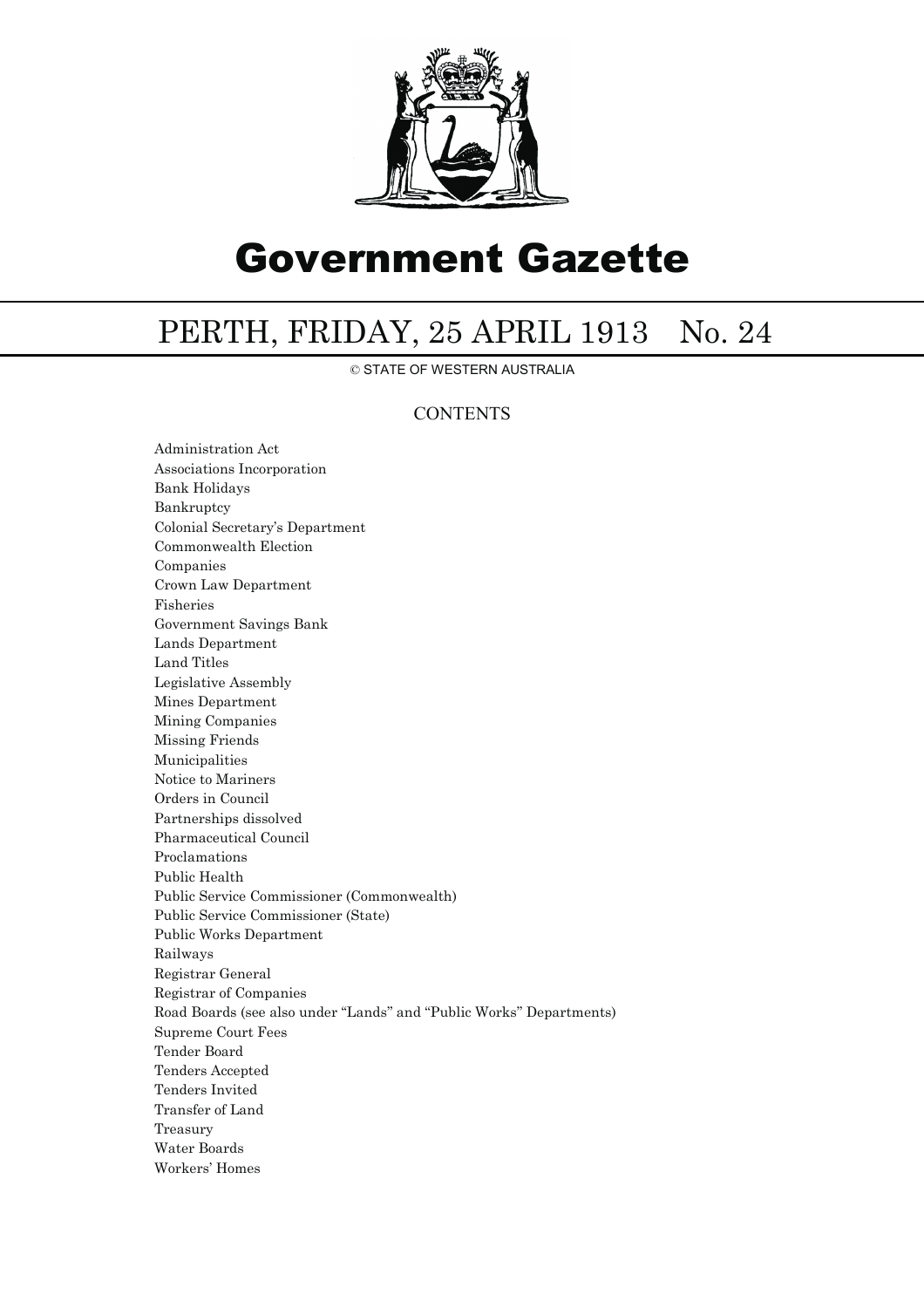# Government Gazette

## PERTH, FRIDAY, 25 APRIL 1913 No. 24

© STATE OF WESTERN AUSTRALIA

### CONTENTS

Administration Act
Associations Incorporation
Bank Holidays
Bankruptcy
Colonial Secretary's Department
Commonwealth Election
Companies
Crown Law Department
Fisheries
Government Savings Bank
Lands Department
Land Titles
Legislative Assembly
Mines Department
Mining Companies
Missing Friends
Municipalities
Notice to Mariners
Orders in Council
Partnerships dissolved
Pharmaceutical Council
Proclamations
Public Health
Public Service Commissioner (Commonwealth)
Public Service Commissioner (State)
Public Works Department
Railways
Registrar General
Registrar of Companies
Road Boards (see also under "Lands" and "Public Works" Departments)
Supreme Court Fees
Tender Board
Tenders Accepted
Tenders Invited
Transfer of Land
Treasury
Water Boards
Workers' Homes